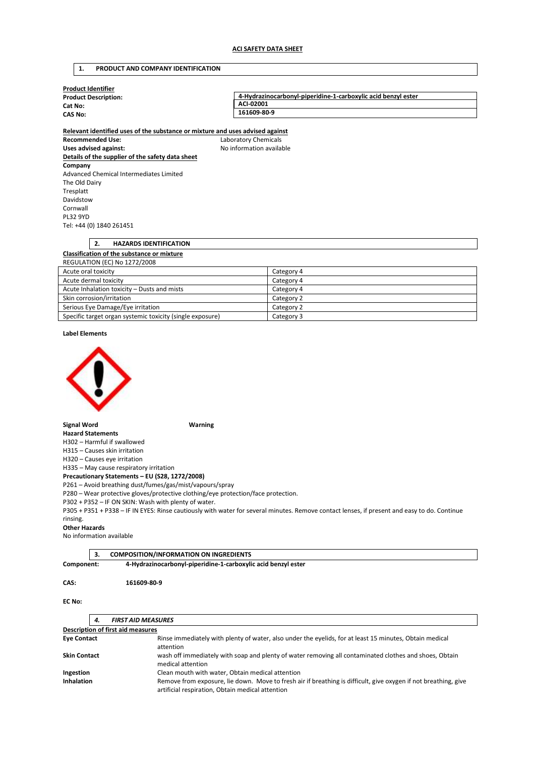# ACI SAFETY DATA SHEET

## 1. PRODUCT AND COMPANY IDENTIFICATION

**Product Identifier**

| | |
|---|---|
| **Product Description:** | **4-Hydrazinocarbonyl-piperidine-1-carboxylic acid benzyl ester** |
| **Cat No:** | **ACI-02001** |
| **CAS No:** | **161609-80-9** |

**Relevant identified uses of the substance or mixture and uses advised against**

**Recommended Use:** Laboratory Chemicals
**Uses advised against:** No information available

**Details of the supplier of the safety data sheet**

**Company**
Advanced Chemical Intermediates Limited
The Old Dairy
Tresplatt
Davidstow
Cornwall
PL32 9YD
Tel: +44 (0) 1840 261451

## 2. HAZARDS IDENTIFICATION

**Classification of the substance or mixture**

REGULATION (EC) No 1272/2008

| | |
|---|---|
| Acute oral toxicity | Category 4 |
| Acute dermal toxicity | Category 4 |
| Acute Inhalation toxicity – Dusts and mists | Category 4 |
| Skin corrosion/irritation | Category 2 |
| Serious Eye Damage/Eye irritation | Category 2 |
| Specific target organ systemic toxicity (single exposure) | Category 3 |

**Label Elements**

**Signal Word** **Warning**

**Hazard Statements**
H302 – Harmful if swallowed
H315 – Causes skin irritation
H320 – Causes eye irritation
H335 – May cause respiratory irritation

**Precautionary Statements – EU (S28, 1272/2008)**
P261 – Avoid breathing dust/fumes/gas/mist/vapours/spray
P280 – Wear protective gloves/protective clothing/eye protection/face protection.
P302 + P352 – IF ON SKIN: Wash with plenty of water.
P305 + P351 + P338 – IF IN EYES: Rinse cautiously with water for several minutes. Remove contact lenses, if present and easy to do. Continue rinsing.

**Other Hazards**
No information available

## 3. COMPOSITION/INFORMATION ON INGREDIENTS

**Component:** **4-Hydrazinocarbonyl-piperidine-1-carboxylic acid benzyl ester**

**CAS:** **161609-80-9**

**EC No:**

## 4. *FIRST AID MEASURES*

**Description of first aid measures**

| | |
|---|---|
| **Eye Contact** | Rinse immediately with plenty of water, also under the eyelids, for at least 15 minutes, Obtain medical attention |
| **Skin Contact** | wash off immediately with soap and plenty of water removing all contaminated clothes and shoes, Obtain medical attention |
| **Ingestion** | Clean mouth with water, Obtain medical attention |
| **Inhalation** | Remove from exposure, lie down. Move to fresh air if breathing is difficult, give oxygen if not breathing, give artificial respiration, Obtain medical attention |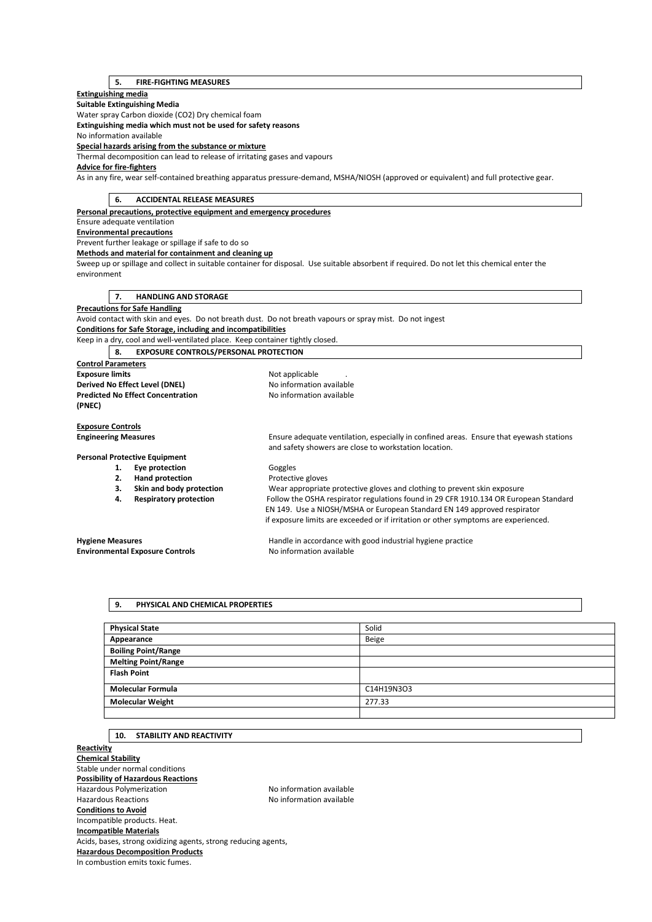## 5. FIRE-FIGHTING MEASURES

**Extinguishing media**

**Suitable Extinguishing Media**

Water spray Carbon dioxide ($CO_2$) Dry chemical foam

**Extinguishing media which must not be used for safety reasons**

No information available

**Special hazards arising from the substance or mixture**

Thermal decomposition can lead to release of irritating gases and vapours

**Advice for fire-fighters**

As in any fire, wear self-contained breathing apparatus pressure-demand, MSHA/NIOSH (approved or equivalent) and full protective gear.

## 6. ACCIDENTAL RELEASE MEASURES

**Personal precautions, protective equipment and emergency procedures**

Ensure adequate ventilation

**Environmental precautions**

Prevent further leakage or spillage if safe to do so

**Methods and material for containment and cleaning up**

Sweep up or spillage and collect in suitable container for disposal. Use suitable absorbent if required. Do not let this chemical enter the environment

## 7. HANDLING AND STORAGE

**Precautions for Safe Handling**

Avoid contact with skin and eyes. Do not breath dust. Do not breath vapours or spray mist. Do not ingest

**Conditions for Safe Storage, including and incompatibilities**

Keep in a dry, cool and well-ventilated place. Keep container tightly closed.

## 8. EXPOSURE CONTROLS/PERSONAL PROTECTION

**Control Parameters**

**Exposure limits** Not applicable .

**Derived No Effect Level (DNEL)** No information available

**Predicted No Effect Concentration (PNEC)** No information available

**Exposure Controls**

**Engineering Measures** Ensure adequate ventilation, especially in confined areas. Ensure that eyewash stations and safety showers are close to workstation location.

**Personal Protective Equipment**

1. **Eye protection** Goggles
2. **Hand protection** Protective gloves
3. **Skin and body protection** Wear appropriate protective gloves and clothing to prevent skin exposure
4. **Respiratory protection** Follow the OSHA respirator regulations found in 29 CFR 1910.134 OR European Standard EN 149. Use a NIOSH/MSHA or European Standard EN 149 approved respirator if exposure limits are exceeded or if irritation or other symptoms are experienced.

**Hygiene Measures** Handle in accordance with good industrial hygiene practice

**Environmental Exposure Controls** No information available

## 9. PHYSICAL AND CHEMICAL PROPERTIES

| **Physical State** | Solid |
|---|---|
| **Appearance** | Beige |
| **Boiling Point/Range** | |
| **Melting Point/Range** | |
| **Flash Point** | |
| **Molecular Formula** | $C_{14}H_{19}N_3O_3$ |
| **Molecular Weight** | 277.33 |
| | |

## 10. STABILITY AND REACTIVITY

**Reactivity**

**Chemical Stability**

Stable under normal conditions

**Possibility of Hazardous Reactions**

Hazardous Polymerization No information available

Hazardous Reactions No information available

**Conditions to Avoid**

Incompatible products. Heat.

**Incompatible Materials**

Acids, bases, strong oxidizing agents, strong reducing agents,

**Hazardous Decomposition Products**

In combustion emits toxic fumes.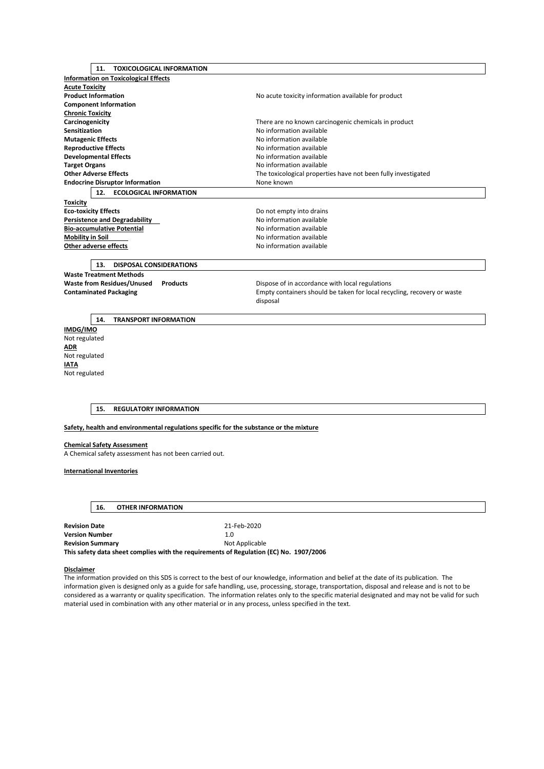## 11. TOXICOLOGICAL INFORMATION

**Information on Toxicological Effects**

**Acute Toxicity**

| | |
|---|---|
| **Product Information** | No acute toxicity information available for product |
| **Component Information** | |

**Chronic Toxicity**

| | |
|---|---|
| **Carcinogenicity** | There are no known carcinogenic chemicals in product |
| **Sensitization** | No information available |
| **Mutagenic Effects** | No information available |
| **Reproductive Effects** | No information available |
| **Developmental Effects** | No information available |
| **Target Organs** | No information available |
| **Other Adverse Effects** | The toxicological properties have not been fully investigated |
| **Endocrine Disruptor Information** | None known |

## 12. ECOLOGICAL INFORMATION

**Toxicity**

| | |
|---|---|
| **Eco-toxicity Effects** | Do not empty into drains |
| **Persistence and Degradability** | No information available |
| **Bio-accumulative Potential** | No information available |
| **Mobility in Soil** | No information available |
| **Other adverse effects** | No information available |

## 13. DISPOSAL CONSIDERATIONS

**Waste Treatment Methods**

| | |
|---|---|
| **Waste from Residues/Unused Products** | Dispose of in accordance with local regulations |
| **Contaminated Packaging** | Empty containers should be taken for local recycling, recovery or waste disposal |

## 14. TRANSPORT INFORMATION

**IMDG/IMO**
Not regulated

**ADR**
Not regulated

**IATA**
Not regulated

## 15. REGULATORY INFORMATION

**Safety, health and environmental regulations specific for the substance or the mixture**

**Chemical Safety Assessment**

A Chemical safety assessment has not been carried out.

**International Inventories**

## 16. OTHER INFORMATION

| | |
|---|---|
| **Revision Date** | 21-Feb-2020 |
| **Version Number** | 1.0 |
| **Revision Summary** | Not Applicable |

**This safety data sheet complies with the requirements of Regulation (EC) No. 1907/2006**

**Disclaimer**

The information provided on this SDS is correct to the best of our knowledge, information and belief at the date of its publication. The information given is designed only as a guide for safe handling, use, processing, storage, transportation, disposal and release and is not to be considered as a warranty or quality specification. The information relates only to the specific material designated and may not be valid for such material used in combination with any other material or in any process, unless specified in the text.